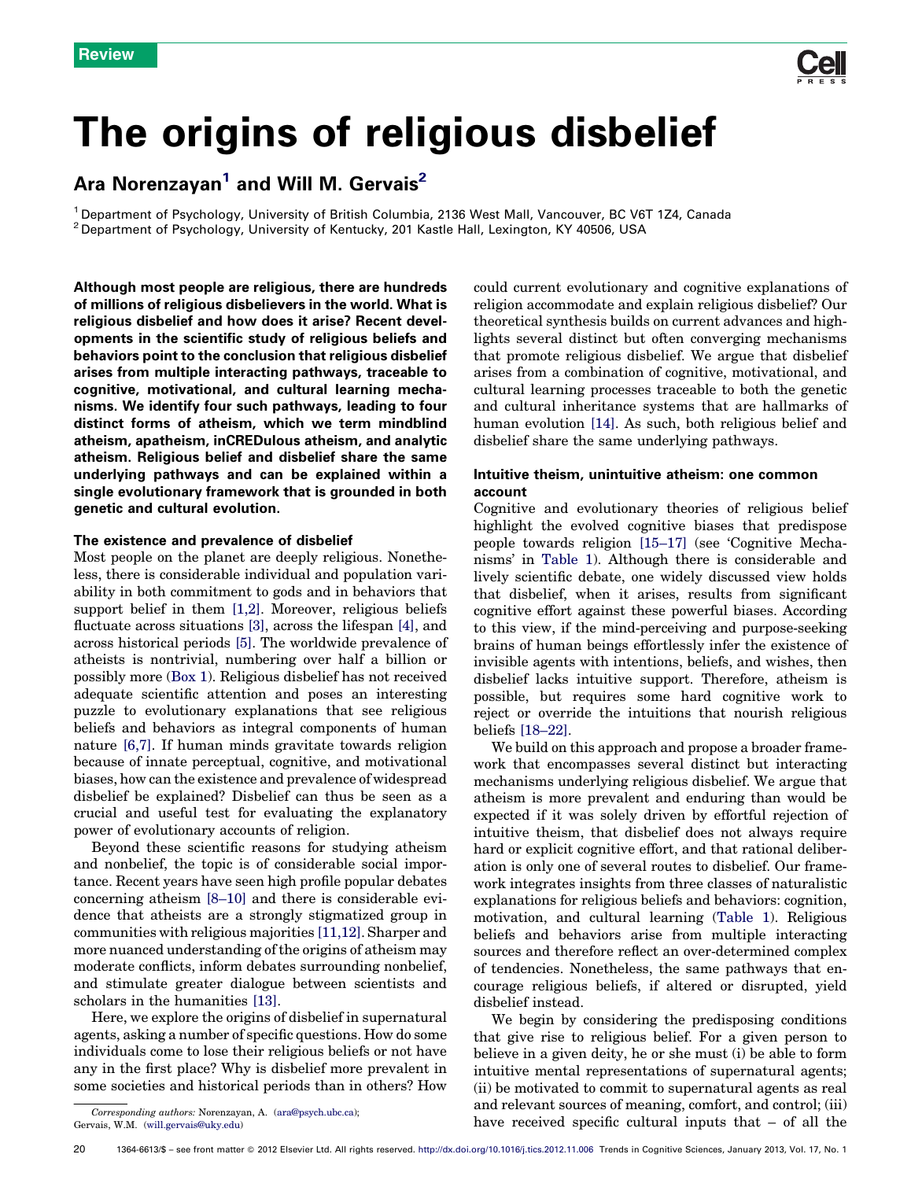Review

# The origins of religious disbelief

**Ara Norenzayan[1] and Will M. Gervais[2]**

[1] Department of Psychology, University of British Columbia, 2136 West Mall, Vancouver, BC V6T 1Z4, Canada
[2] Department of Psychology, University of Kentucky, 201 Kastle Hall, Lexington, KY 40506, USA

**Although most people are religious, there are hundreds of millions of religious disbelievers in the world. What is religious disbelief and how does it arise? Recent developments in the scientific study of religious beliefs and behaviors point to the conclusion that religious disbelief arises from multiple interacting pathways, traceable to cognitive, motivational, and cultural learning mechanisms. We identify four such pathways, leading to four distinct forms of atheism, which we term mindblind atheism, apatheism, inCREDulous atheism, and analytic atheism. Religious belief and disbelief share the same underlying pathways and can be explained within a single evolutionary framework that is grounded in both genetic and cultural evolution.**

## The existence and prevalence of disbelief

Most people on the planet are deeply religious. Nonetheless, there is considerable individual and population variability in both commitment to gods and in behaviors that support belief in them [1,2]. Moreover, religious beliefs fluctuate across situations [3], across the lifespan [4], and across historical periods [5]. The worldwide prevalence of atheists is nontrivial, numbering over half a billion or possibly more (Box 1). Religious disbelief has not received adequate scientific attention and poses an interesting puzzle to evolutionary explanations that see religious beliefs and behaviors as integral components of human nature [6,7]. If human minds gravitate towards religion because of innate perceptual, cognitive, and motivational biases, how can the existence and prevalence of widespread disbelief be explained? Disbelief can thus be seen as a crucial and useful test for evaluating the explanatory power of evolutionary accounts of religion.

Beyond these scientific reasons for studying atheism and nonbelief, the topic is of considerable social importance. Recent years have seen high profile popular debates concerning atheism [8–10] and there is considerable evidence that atheists are a strongly stigmatized group in communities with religious majorities [11,12]. Sharper and more nuanced understanding of the origins of atheism may moderate conflicts, inform debates surrounding nonbelief, and stimulate greater dialogue between scientists and scholars in the humanities [13].

Here, we explore the origins of disbelief in supernatural agents, asking a number of specific questions. How do some individuals come to lose their religious beliefs or not have any in the first place? Why is disbelief more prevalent in some societies and historical periods than in others? How could current evolutionary and cognitive explanations of religion accommodate and explain religious disbelief? Our theoretical synthesis builds on current advances and highlights several distinct but often converging mechanisms that promote religious disbelief. We argue that disbelief arises from a combination of cognitive, motivational, and cultural learning processes traceable to both the genetic and cultural inheritance systems that are hallmarks of human evolution [14]. As such, both religious belief and disbelief share the same underlying pathways.

## Intuitive theism, unintuitive atheism: one common account

Cognitive and evolutionary theories of religious belief highlight the evolved cognitive biases that predispose people towards religion [15–17] (see 'Cognitive Mechanisms' in Table 1). Although there is considerable and lively scientific debate, one widely discussed view holds that disbelief, when it arises, results from significant cognitive effort against these powerful biases. According to this view, if the mind-perceiving and purpose-seeking brains of human beings effortlessly infer the existence of invisible agents with intentions, beliefs, and wishes, then disbelief lacks intuitive support. Therefore, atheism is possible, but requires some hard cognitive work to reject or override the intuitions that nourish religious beliefs [18–22].

We build on this approach and propose a broader framework that encompasses several distinct but interacting mechanisms underlying religious disbelief. We argue that atheism is more prevalent and enduring than would be expected if it was solely driven by effortful rejection of intuitive theism, that disbelief does not always require hard or explicit cognitive effort, and that rational deliberation is only one of several routes to disbelief. Our framework integrates insights from three classes of naturalistic explanations for religious beliefs and behaviors: cognition, motivation, and cultural learning (Table 1). Religious beliefs and behaviors arise from multiple interacting sources and therefore reflect an over-determined complex of tendencies. Nonetheless, the same pathways that encourage religious beliefs, if altered or disrupted, yield disbelief instead.

We begin by considering the predisposing conditions that give rise to religious belief. For a given person to believe in a given deity, he or she must (i) be able to form intuitive mental representations of supernatural agents; (ii) be motivated to commit to supernatural agents as real and relevant sources of meaning, comfort, and control; (iii) have received specific cultural inputs that – of all the

*Corresponding authors:* Norenzayan, A. (ara@psych.ubc.ca); Gervais, W.M. (will.gervais@uky.edu)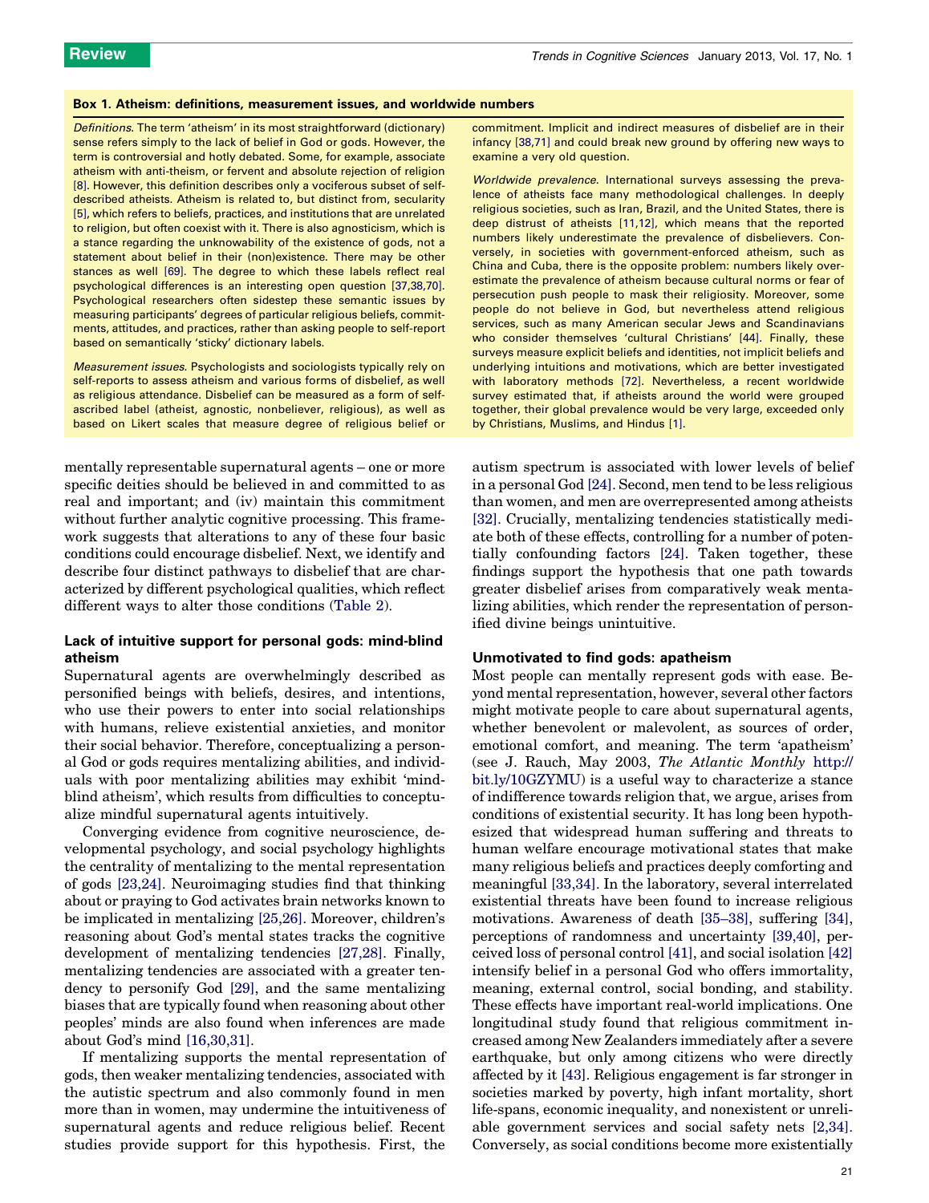### Box 1. Atheism: definitions, measurement issues, and worldwide numbers

*Definitions.* The term 'atheism' in its most straightforward (dictionary) sense refers simply to the lack of belief in God or gods. However, the term is controversial and hotly debated. Some, for example, associate atheism with anti-theism, or fervent and absolute rejection of religion [8]. However, this definition describes only a vociferous subset of self-described atheists. Atheism is related to, but distinct from, secularity [5], which refers to beliefs, practices, and institutions that are unrelated to religion, but often coexist with it. There is also agnosticism, which is a stance regarding the unknowability of the existence of gods, not a statement about belief in their (non)existence. There may be other stances as well [69]. The degree to which these labels reflect real psychological differences is an interesting open question [37,38,70]. Psychological researchers often sidestep these semantic issues by measuring participants' degrees of particular religious beliefs, commitments, attitudes, and practices, rather than asking people to self-report based on semantically 'sticky' dictionary labels.

*Measurement issues.* Psychologists and sociologists typically rely on self-reports to assess atheism and various forms of disbelief, as well as religious attendance. Disbelief can be measured as a form of self-ascribed label (atheist, agnostic, nonbeliever, religious), as well as based on Likert scales that measure degree of religious belief or commitment. Implicit and indirect measures of disbelief are in their infancy [38,71] and could break new ground by offering new ways to examine a very old question.

*Worldwide prevalence.* International surveys assessing the prevalence of atheists face many methodological challenges. In deeply religious societies, such as Iran, Brazil, and the United States, there is deep distrust of atheists [11,12], which means that the reported numbers likely underestimate the prevalence of disbelievers. Conversely, in societies with government-enforced atheism, such as China and Cuba, there is the opposite problem: numbers likely overestimate the prevalence of atheism because cultural norms or fear of persecution push people to mask their religiosity. Moreover, some people do not believe in God, but nevertheless attend religious services, such as many American secular Jews and Scandinavians who consider themselves 'cultural Christians' [44]. Finally, these surveys measure explicit beliefs and identities, not implicit beliefs and underlying intuitions and motivations, which are better investigated with laboratory methods [72]. Nevertheless, a recent worldwide survey estimated that, if atheists around the world were grouped together, their global prevalence would be very large, exceeded only by Christians, Muslims, and Hindus [1].

mentally representable supernatural agents – one or more specific deities should be believed in and committed to as real and important; and (iv) maintain this commitment without further analytic cognitive processing. This framework suggests that alterations to any of these four basic conditions could encourage disbelief. Next, we identify and describe four distinct pathways to disbelief that are characterized by different psychological qualities, which reflect different ways to alter those conditions (Table 2).

## Lack of intuitive support for personal gods: mind-blind atheism

Supernatural agents are overwhelmingly described as personified beings with beliefs, desires, and intentions, who use their powers to enter into social relationships with humans, relieve existential anxieties, and monitor their social behavior. Therefore, conceptualizing a personal God or gods requires mentalizing abilities, and individuals with poor mentalizing abilities may exhibit 'mind-blind atheism', which results from difficulties to conceptualize mindful supernatural agents intuitively.

Converging evidence from cognitive neuroscience, developmental psychology, and social psychology highlights the centrality of mentalizing to the mental representation of gods [23,24]. Neuroimaging studies find that thinking about or praying to God activates brain networks known to be implicated in mentalizing [25,26]. Moreover, children's reasoning about God's mental states tracks the cognitive development of mentalizing tendencies [27,28]. Finally, mentalizing tendencies are associated with a greater tendency to personify God [29], and the same mentalizing biases that are typically found when reasoning about other peoples' minds are also found when inferences are made about God's mind [16,30,31].

If mentalizing supports the mental representation of gods, then weaker mentalizing tendencies, associated with the autistic spectrum and also commonly found in men more than in women, may undermine the intuitiveness of supernatural agents and reduce religious belief. Recent studies provide support for this hypothesis. First, the autism spectrum is associated with lower levels of belief in a personal God [24]. Second, men tend to be less religious than women, and men are overrepresented among atheists [32]. Crucially, mentalizing tendencies statistically mediate both of these effects, controlling for a number of potentially confounding factors [24]. Taken together, these findings support the hypothesis that one path towards greater disbelief arises from comparatively weak mentalizing abilities, which render the representation of personified divine beings unintuitive.

## Unmotivated to find gods: apatheism

Most people can mentally represent gods with ease. Beyond mental representation, however, several other factors might motivate people to care about supernatural agents, whether benevolent or malevolent, as sources of order, emotional comfort, and meaning. The term 'apatheism' (see J. Rauch, May 2003, *The Atlantic Monthly* http://bit.ly/10GZYMU) is a useful way to characterize a stance of indifference towards religion that, we argue, arises from conditions of existential security. It has long been hypothesized that widespread human suffering and threats to human welfare encourage motivational states that make many religious beliefs and practices deeply comforting and meaningful [33,34]. In the laboratory, several interrelated existential threats have been found to increase religious motivations. Awareness of death [35–38], suffering [34], perceptions of randomness and uncertainty [39,40], perceived loss of personal control [41], and social isolation [42] intensify belief in a personal God who offers immortality, meaning, external control, social bonding, and stability. These effects have important real-world implications. One longitudinal study found that religious commitment increased among New Zealanders immediately after a severe earthquake, but only among citizens who were directly affected by it [43]. Religious engagement is far stronger in societies marked by poverty, high infant mortality, short life-spans, economic inequality, and nonexistent or unreliable government services and social safety nets [2,34]. Conversely, as social conditions become more existentially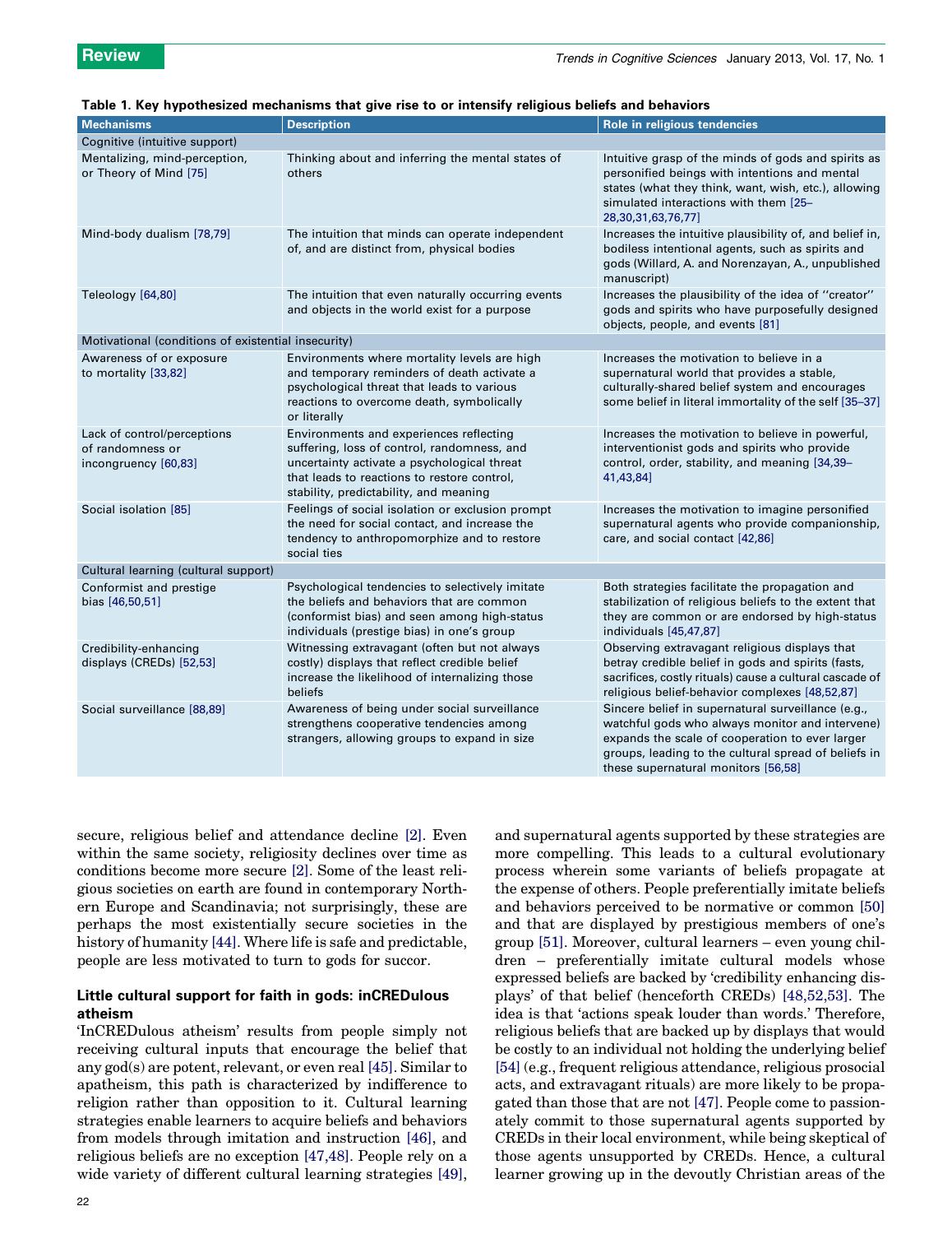**Table 1. Key hypothesized mechanisms that give rise to or intensify religious beliefs and behaviors**

| Mechanisms | Description | Role in religious tendencies |
|---|---|---|
| Cognitive (intuitive support) | | |
| Mentalizing, mind-perception, or Theory of Mind [75] | Thinking about and inferring the mental states of others | Intuitive grasp of the minds of gods and spirits as personified beings with intentions and mental states (what they think, want, wish, etc.), allowing simulated interactions with them [25–28,30,31,63,76,77] |
| Mind-body dualism [78,79] | The intuition that minds can operate independent of, and are distinct from, physical bodies | Increases the intuitive plausibility of, and belief in, bodiless intentional agents, such as spirits and gods (Willard, A. and Norenzayan, A., unpublished manuscript) |
| Teleology [64,80] | The intuition that even naturally occurring events and objects in the world exist for a purpose | Increases the plausibility of the idea of ''creator'' gods and spirits who have purposefully designed objects, people, and events [81] |
| Motivational (conditions of existential insecurity) | | |
| Awareness of or exposure to mortality [33,82] | Environments where mortality levels are high and temporary reminders of death activate a psychological threat that leads to various reactions to overcome death, symbolically or literally | Increases the motivation to believe in a supernatural world that provides a stable, culturally-shared belief system and encourages some belief in literal immortality of the self [35–37] |
| Lack of control/perceptions of randomness or incongruency [60,83] | Environments and experiences reflecting suffering, loss of control, randomness, and uncertainty activate a psychological threat that leads to reactions to restore control, stability, predictability, and meaning | Increases the motivation to believe in powerful, interventionist gods and spirits who provide control, order, stability, and meaning [34,39–41,43,84] |
| Social isolation [85] | Feelings of social isolation or exclusion prompt the need for social contact, and increase the tendency to anthropomorphize and to restore social ties | Increases the motivation to imagine personified supernatural agents who provide companionship, care, and social contact [42,86] |
| Cultural learning (cultural support) | | |
| Conformist and prestige bias [46,50,51] | Psychological tendencies to selectively imitate the beliefs and behaviors that are common (conformist bias) and seen among high-status individuals (prestige bias) in one's group | Both strategies facilitate the propagation and stabilization of religious beliefs to the extent that they are common or are endorsed by high-status individuals [45,47,87] |
| Credibility-enhancing displays (CREDs) [52,53] | Witnessing extravagant (often but not always costly) displays that reflect credible belief increase the likelihood of internalizing those beliefs | Observing extravagant religious displays that betray credible belief in gods and spirits (fasts, sacrifices, costly rituals) cause a cultural cascade of religious belief-behavior complexes [48,52,87] |
| Social surveillance [88,89] | Awareness of being under social surveillance strengthens cooperative tendencies among strangers, allowing groups to expand in size | Sincere belief in supernatural surveillance (e.g., watchful gods who always monitor and intervene) expands the scale of cooperation to ever larger groups, leading to the cultural spread of beliefs in these supernatural monitors [56,58] |

secure, religious belief and attendance decline [2]. Even within the same society, religiosity declines over time as conditions become more secure [2]. Some of the least religious societies on earth are found in contemporary Northern Europe and Scandinavia; not surprisingly, these are perhaps the most existentially secure societies in the history of humanity [44]. Where life is safe and predictable, people are less motivated to turn to gods for succor.

### Little cultural support for faith in gods: inCREDulous atheism

'InCREDulous atheism' results from people simply not receiving cultural inputs that encourage the belief that any god(s) are potent, relevant, or even real [45]. Similar to apatheism, this path is characterized by indifference to religion rather than opposition to it. Cultural learning strategies enable learners to acquire beliefs and behaviors from models through imitation and instruction [46], and religious beliefs are no exception [47,48]. People rely on a wide variety of different cultural learning strategies [49], and supernatural agents supported by these strategies are more compelling. This leads to a cultural evolutionary process wherein some variants of beliefs propagate at the expense of others. People preferentially imitate beliefs and behaviors perceived to be normative or common [50] and that are displayed by prestigious members of one's group [51]. Moreover, cultural learners – even young children – preferentially imitate cultural models whose expressed beliefs are backed by 'credibility enhancing displays' of that belief (henceforth CREDs) [48,52,53]. The idea is that 'actions speak louder than words.' Therefore, religious beliefs that are backed up by displays that would be costly to an individual not holding the underlying belief [54] (e.g., frequent religious attendance, religious prosocial acts, and extravagant rituals) are more likely to be propagated than those that are not [47]. People come to passionately commit to those supernatural agents supported by CREDs in their local environment, while being skeptical of those agents unsupported by CREDs. Hence, a cultural learner growing up in the devoutly Christian areas of the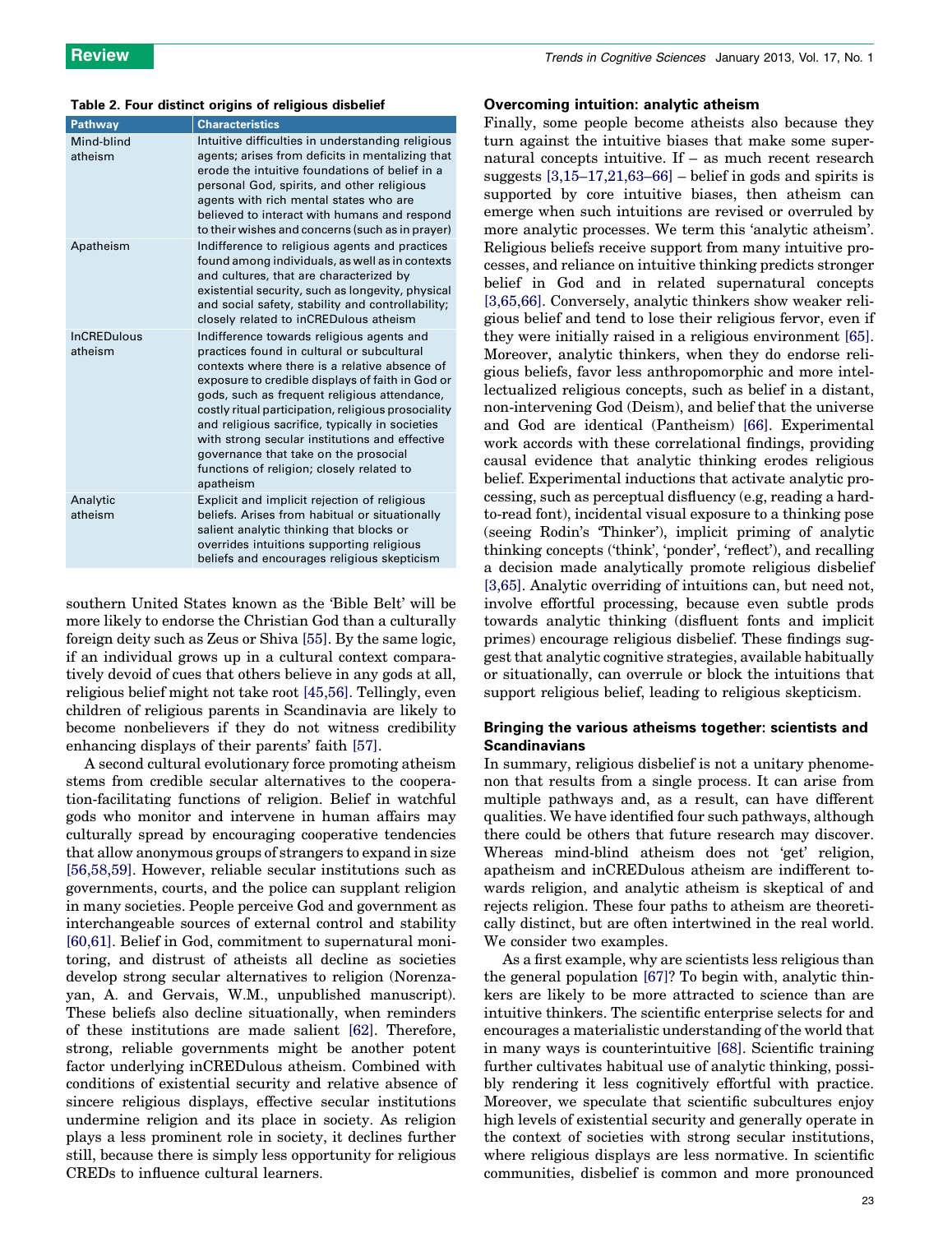**Table 2. Four distinct origins of religious disbelief**

| Pathway | Characteristics |
|---|---|
| Mind-blind atheism | Intuitive difficulties in understanding religious agents; arises from deficits in mentalizing that erode the intuitive foundations of belief in a personal God, spirits, and other religious agents with rich mental states who are believed to interact with humans and respond to their wishes and concerns (such as in prayer) |
| Apatheism | Indifference to religious agents and practices found among individuals, as well as in contexts and cultures, that are characterized by existential security, such as longevity, physical and social safety, stability and controllability; closely related to inCREDulous atheism |
| InCREDulous atheism | Indifference towards religious agents and practices found in cultural or subcultural contexts where there is a relative absence of exposure to credible displays of faith in God or gods, such as frequent religious attendance, costly ritual participation, religious prosociality and religious sacrifice, typically in societies with strong secular institutions and effective governance that take on the prosocial functions of religion; closely related to apatheism |
| Analytic atheism | Explicit and implicit rejection of religious beliefs. Arises from habitual or situationally salient analytic thinking that blocks or overrides intuitions supporting religious beliefs and encourages religious skepticism |

southern United States known as the 'Bible Belt' will be more likely to endorse the Christian God than a culturally foreign deity such as Zeus or Shiva [55]. By the same logic, if an individual grows up in a cultural context comparatively devoid of cues that others believe in any gods at all, religious belief might not take root [45,56]. Tellingly, even children of religious parents in Scandinavia are likely to become nonbelievers if they do not witness credibility enhancing displays of their parents' faith [57].

A second cultural evolutionary force promoting atheism stems from credible secular alternatives to the cooperation-facilitating functions of religion. Belief in watchful gods who monitor and intervene in human affairs may culturally spread by encouraging cooperative tendencies that allow anonymous groups of strangers to expand in size [56,58,59]. However, reliable secular institutions such as governments, courts, and the police can supplant religion in many societies. People perceive God and government as interchangeable sources of external control and stability [60,61]. Belief in God, commitment to supernatural monitoring, and distrust of atheists all decline as societies develop strong secular alternatives to religion (Norenzayan, A. and Gervais, W.M., unpublished manuscript). These beliefs also decline situationally, when reminders of these institutions are made salient [62]. Therefore, strong, reliable governments might be another potent factor underlying inCREDulous atheism. Combined with conditions of existential security and relative absence of sincere religious displays, effective secular institutions undermine religion and its place in society. As religion plays a less prominent role in society, it declines further still, because there is simply less opportunity for religious CREDs to influence cultural learners.

### Overcoming intuition: analytic atheism

Finally, some people become atheists also because they turn against the intuitive biases that make some supernatural concepts intuitive. If – as much recent research suggests [3,15–17,21,63–66] – belief in gods and spirits is supported by core intuitive biases, then atheism can emerge when such intuitions are revised or overruled by more analytic processes. We term this 'analytic atheism'. Religious beliefs receive support from many intuitive processes, and reliance on intuitive thinking predicts stronger belief in God and in related supernatural concepts [3,65,66]. Conversely, analytic thinkers show weaker religious belief and tend to lose their religious fervor, even if they were initially raised in a religious environment [65]. Moreover, analytic thinkers, when they do endorse religious beliefs, favor less anthropomorphic and more intellectualized religious concepts, such as belief in a distant, non-intervening God (Deism), and belief that the universe and God are identical (Pantheism) [66]. Experimental work accords with these correlational findings, providing causal evidence that analytic thinking erodes religious belief. Experimental inductions that activate analytic processing, such as perceptual disfluency (e.g, reading a hard-to-read font), incidental visual exposure to a thinking pose (seeing Rodin's 'Thinker'), implicit priming of analytic thinking concepts ('think', 'ponder', 'reflect'), and recalling a decision made analytically promote religious disbelief [3,65]. Analytic overriding of intuitions can, but need not, involve effortful processing, because even subtle prods towards analytic thinking (disfluent fonts and implicit primes) encourage religious disbelief. These findings suggest that analytic cognitive strategies, available habitually or situationally, can overrule or block the intuitions that support religious belief, leading to religious skepticism.

### Bringing the various atheisms together: scientists and Scandinavians

In summary, religious disbelief is not a unitary phenomenon that results from a single process. It can arise from multiple pathways and, as a result, can have different qualities. We have identified four such pathways, although there could be others that future research may discover. Whereas mind-blind atheism does not 'get' religion, apatheism and inCREDulous atheism are indifferent towards religion, and analytic atheism is skeptical of and rejects religion. These four paths to atheism are theoretically distinct, but are often intertwined in the real world. We consider two examples.

As a first example, why are scientists less religious than the general population [67]? To begin with, analytic thinkers are likely to be more attracted to science than are intuitive thinkers. The scientific enterprise selects for and encourages a materialistic understanding of the world that in many ways is counterintuitive [68]. Scientific training further cultivates habitual use of analytic thinking, possibly rendering it less cognitively effortful with practice. Moreover, we speculate that scientific subcultures enjoy high levels of existential security and generally operate in the context of societies with strong secular institutions, where religious displays are less normative. In scientific communities, disbelief is common and more pronounced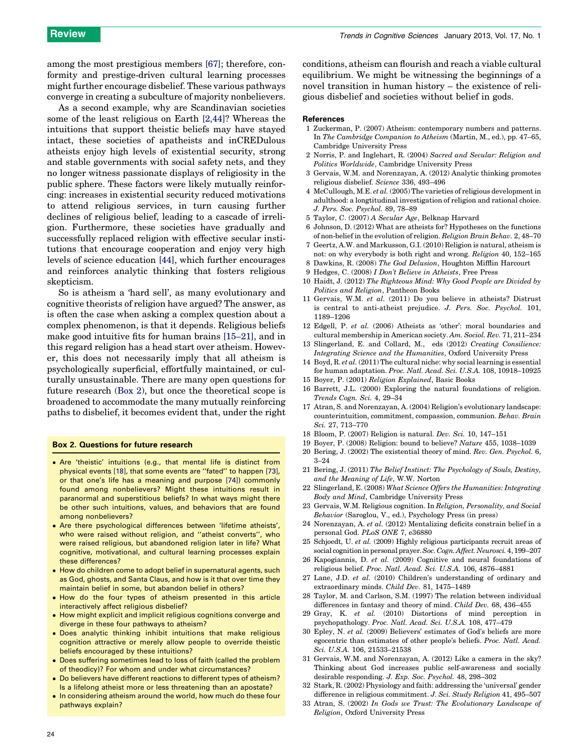among the most prestigious members [67]; therefore, conformity and prestige-driven cultural learning processes might further encourage disbelief. These various pathways converge in creating a subculture of majority nonbelievers.

As a second example, why are Scandinavian societies some of the least religious on Earth [2,44]? Whereas the intuitions that support theistic beliefs may have stayed intact, these societies of apatheists and inCREDulous atheists enjoy high levels of existential security, strong and stable governments with social safety nets, and they no longer witness passionate displays of religiosity in the public sphere. These factors were likely mutually reinforcing: increases in existential security reduced motivations to attend religious services, in turn causing further declines of religious belief, leading to a cascade of irreligion. Furthermore, these societies have gradually and successfully replaced religion with effective secular institutions that encourage cooperation and enjoy very high levels of science education [44], which further encourages and reinforces analytic thinking that fosters religious skepticism.

So is atheism a 'hard sell', as many evolutionary and cognitive theorists of religion have argued? The answer, as is often the case when asking a complex question about a complex phenomenon, is that it depends. Religious beliefs make good intuitive fits for human brains [15–21], and in this regard religion has a head start over atheism. However, this does not necessarily imply that all atheism is psychologically superficial, effortfully maintained, or culturally unsustainable. There are many open questions for future research (Box 2), but once the theoretical scope is broadened to accommodate the many mutually reinforcing paths to disbelief, it becomes evident that, under the right conditions, atheism can flourish and reach a viable cultural equilibrium. We might be witnessing the beginnings of a novel transition in human history – the existence of religious disbelief and societies without belief in gods.

### Box 2. Questions for future research

- Are 'theistic' intuitions (e.g., that mental life is distinct from physical events [18], that some events are ''fated'' to happen [73], or that one's life has a meaning and purpose [74]) commonly found among nonbelievers? Might these intuitions result in paranormal and superstitious beliefs? In what ways might there be other such intuitions, values, and behaviors that are found among nonbelievers?
- Are there psychological differences between 'lifetime atheists', who were raised without religion, and ''atheist converts'', who were raised religious, but abandoned religion later in life? What cognitive, motivational, and cultural learning processes explain these differences?
- How do children come to adopt belief in supernatural agents, such as God, ghosts, and Santa Claus, and how is it that over time they maintain belief in some, but abandon belief in others?
- How do the four types of atheism presented in this article interactively affect religious disbelief?
- How might explicit and implicit religious cognitions converge and diverge in these four pathways to atheism?
- Does analytic thinking inhibit intuitions that make religious cognition attractive or merely allow people to override theistic beliefs encouraged by these intuitions?
- Does suffering sometimes lead to loss of faith (called the problem of theodicy)? For whom and under what circumstances?
- Do believers have different reactions to different types of atheism? Is a lifelong atheist more or less threatening than an apostate?
- In considering atheism around the world, how much do these four pathways explain?

## References

1 Zuckerman, P. (2007) Atheism: contemporary numbers and patterns. In *The Cambridge Companion to Atheism* (Martin, M., ed.), pp. 47–65, Cambridge University Press

2 Norris, P. and Inglehart, R. (2004) *Sacred and Secular: Religion and Politics Worldwide*, Cambridge University Press

3 Gervais, W.M. and Norenzayan, A. (2012) Analytic thinking promotes religious disbelief. *Science* 336, 493–496

4 McCullough, M.E. *et al.* (2005) The varieties of religious development in adulthood: a longtitudinal investigation of religion and rational choice. *J. Pers. Soc. Psychol.* 89, 78–89

5 Taylor, C. (2007) *A Secular Age*, Belknap Harvard

6 Johnson, D. (2012) What are atheists for? Hypotheses on the functions of non-belief in the evolution of religion. *Religion Brain Behav.* 2, 48–70

7 Geertz, A.W. and Markusson, G.I. (2010) Religion is natural, atheism is not: on why everybody is both right and wrong. *Religion* 40, 152–165

8 Dawkins, R. (2008) *The God Delusion*, Houghton Mifflin Harcourt

9 Hedges, C. (2008) *I Don't Believe in Atheists*, Free Press

10 Haidt, J. (2012) *The Righteous Mind: Why Good People are Divided by Politics and Religion*, Pantheon Books

11 Gervais, W.M. *et al.* (2011) Do you believe in atheists? Distrust is central to anti-atheist prejudice. *J. Pers. Soc. Psychol.* 101, 1189–1206

12 Edgell, P. *et al.* (2006) Atheists as 'other': moral boundaries and cultural membership in American society. *Am. Sociol. Rev.* 71, 211–234

13 Slingerland, E. and Collard, M., eds (2012) *Creating Consilience: Integrating Science and the Humanities*, Oxford University Press

14 Boyd, R. *et al.* (2011) The cultural niche: why social learning is essential for human adaptation. *Proc. Natl. Acad. Sci. U.S.A.* 108, 10918–10925

15 Boyer, P. (2001) *Religion Explained*, Basic Books

16 Barrett, J.L. (2000) Exploring the natural foundations of religion. *Trends Cogn. Sci.* 4, 29–34

17 Atran, S. and Norenzayan, A. (2004) Religion's evolutionary landscape: counterintuition, commitment, compassion, communion. *Behav. Brain Sci.* 27, 713–770

18 Bloom, P. (2007) Religion is natural. *Dev. Sci.* 10, 147–151

19 Boyer, P. (2008) Religion: bound to believe? *Nature* 455, 1038–1039

20 Bering, J. (2002) The existential theory of mind. *Rev. Gen. Psychol.* 6, 3–24

21 Bering, J. (2011) *The Belief Instinct: The Psychology of Souls, Destiny, and the Meaning of Life*, W.W. Norton

22 Slingerland, E. (2008) *What Science Offers the Humanities: Integrating Body and Mind*, Cambridge University Press

23 Gervais, W.M. Religious cognition. In *Religion, Personality, and Social Behavior* (Saroglou, V., ed.), Psychology Press (in press)

24 Norenzayan, A. *et al.* (2012) Mentalizing deficits constrain belief in a personal God. *PLoS ONE* 7, e36880

25 Schjoedt, U. *et al.* (2009) Highly religious participants recruit areas of social cognition in personal prayer. *Soc. Cogn. Affect. Neurosci.* 4, 199–207

26 Kapogiannis, D. *et al.* (2009) Cognitive and neural foundations of religious belief. *Proc. Natl. Acad. Sci. U.S.A.* 106, 4876–4881

27 Lane, J.D. *et al.* (2010) Children's understanding of ordinary and extraordinary minds. *Child Dev.* 81, 1475–1489

28 Taylor, M. and Carlson, S.M. (1997) The relation between individual differences in fantasy and theory of mind. *Child Dev.* 68, 436–455

29 Gray, K. *et al.* (2010) Distortions of mind perception in psychopathology. *Proc. Natl. Acad. Sci. U.S.A.* 108, 477–479

30 Epley, N. *et al.* (2009) Believers' estimates of God's beliefs are more egocentric than estimates of other people's beliefs. *Proc. Natl. Acad. Sci. U.S.A.* 106, 21533–21538

31 Gervais, W.M. and Norenzayan, A. (2012) Like a camera in the sky? Thinking about God increases public self-awareness and socially desirable responding. *J. Exp. Soc. Psychol.* 48, 298–302

32 Stark, R. (2002) Physiology and faith: addressing the 'universal' gender difference in religious commitment. *J. Sci. Study Religion* 41, 495–507

33 Atran, S. (2002) *In Gods we Trust: The Evolutionary Landscape of Religion*, Oxford University Press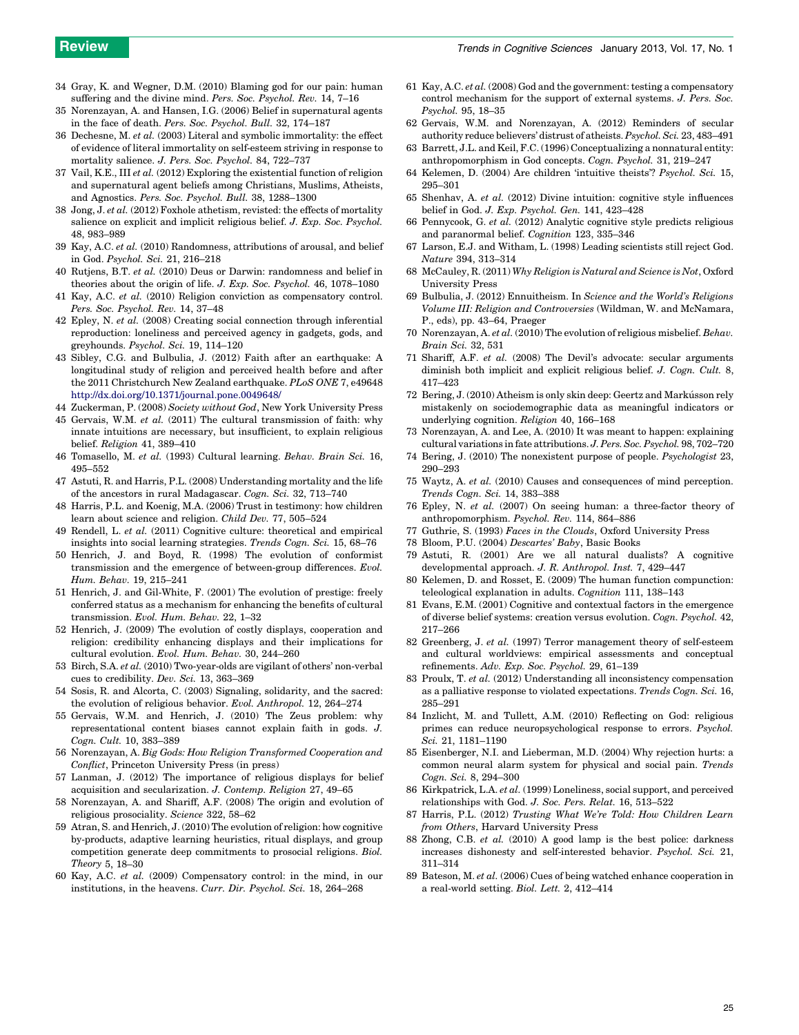34 Gray, K. and Wegner, D.M. (2010) Blaming god for our pain: human suffering and the divine mind. *Pers. Soc. Psychol. Rev.* 14, 7–16

35 Norenzayan, A. and Hansen, I.G. (2006) Belief in supernatural agents in the face of death. *Pers. Soc. Psychol. Bull.* 32, 174–187

36 Dechesne, M. *et al.* (2003) Literal and symbolic immortality: the effect of evidence of literal immortality on self-esteem striving in response to mortality salience. *J. Pers. Soc. Psychol.* 84, 722–737

37 Vail, K.E., III *et al.* (2012) Exploring the existential function of religion and supernatural agent beliefs among Christians, Muslims, Atheists, and Agnostics. *Pers. Soc. Psychol. Bull.* 38, 1288–1300

38 Jong, J. *et al.* (2012) Foxhole athetism, revisted: the effects of mortality salience on explicit and implicit religious belief. *J. Exp. Soc. Psychol.* 48, 983–989

39 Kay, A.C. *et al.* (2010) Randomness, attributions of arousal, and belief in God. *Psychol. Sci.* 21, 216–218

40 Rutjens, B.T. *et al.* (2010) Deus or Darwin: randomness and belief in theories about the origin of life. *J. Exp. Soc. Psychol.* 46, 1078–1080

41 Kay, A.C. *et al.* (2010) Religion conviction as compensatory control. *Pers. Soc. Psychol. Rev.* 14, 37–48

42 Epley, N. *et al.* (2008) Creating social connection through inferential reproduction: loneliness and perceived agency in gadgets, gods, and greyhounds. *Psychol. Sci.* 19, 114–120

43 Sibley, C.G. and Bulbulia, J. (2012) Faith after an earthquake: A longitudinal study of religion and perceived health before and after the 2011 Christchurch New Zealand earthquake. *PLoS ONE* 7, e49648 http://dx.doi.org/10.1371/journal.pone.0049648/

44 Zuckerman, P. (2008) *Society without God*, New York University Press

45 Gervais, W.M. *et al.* (2011) The cultural transmission of faith: why innate intuitions are necessary, but insufficient, to explain religious belief. *Religion* 41, 389–410

46 Tomasello, M. *et al.* (1993) Cultural learning. *Behav. Brain Sci.* 16, 495–552

47 Astuti, R. and Harris, P.L. (2008) Understanding mortality and the life of the ancestors in rural Madagascar. *Cogn. Sci.* 32, 713–740

48 Harris, P.L. and Koenig, M.A. (2006) Trust in testimony: how children learn about science and religion. *Child Dev.* 77, 505–524

49 Rendell, L. *et al.* (2011) Cognitive culture: theoretical and empirical insights into social learning strategies. *Trends Cogn. Sci.* 15, 68–76

50 Henrich, J. and Boyd, R. (1998) The evolution of conformist transmission and the emergence of between-group differences. *Evol. Hum. Behav.* 19, 215–241

51 Henrich, J. and Gil-White, F. (2001) The evolution of prestige: freely conferred status as a mechanism for enhancing the benefits of cultural transmission. *Evol. Hum. Behav.* 22, 1–32

52 Henrich, J. (2009) The evolution of costly displays, cooperation and religion: credibility enhancing displays and their implications for cultural evolution. *Evol. Hum. Behav.* 30, 244–260

53 Birch, S.A. *et al.* (2010) Two-year-olds are vigilant of others' non-verbal cues to credibility. *Dev. Sci.* 13, 363–369

54 Sosis, R. and Alcorta, C. (2003) Signaling, solidarity, and the sacred: the evolution of religious behavior. *Evol. Anthropol.* 12, 264–274

55 Gervais, W.M. and Henrich, J. (2010) The Zeus problem: why representational content biases cannot explain faith in gods. *J. Cogn. Cult.* 10, 383–389

56 Norenzayan, A. *Big Gods: How Religion Transformed Cooperation and Conflict*, Princeton University Press (in press)

57 Lanman, J. (2012) The importance of religious displays for belief acquisition and secularization. *J. Contemp. Religion* 27, 49–65

58 Norenzayan, A. and Shariff, A.F. (2008) The origin and evolution of religious prosociality. *Science* 322, 58–62

59 Atran, S. and Henrich, J. (2010) The evolution of religion: how cognitive by-products, adaptive learning heuristics, ritual displays, and group competition generate deep commitments to prosocial religions. *Biol. Theory* 5, 18–30

60 Kay, A.C. *et al.* (2009) Compensatory control: in the mind, in our institutions, in the heavens. *Curr. Dir. Psychol. Sci.* 18, 264–268

61 Kay, A.C. *et al.* (2008) God and the government: testing a compensatory control mechanism for the support of external systems. *J. Pers. Soc. Psychol.* 95, 18–35

62 Gervais, W.M. and Norenzayan, A. (2012) Reminders of secular authority reduce believers' distrust of atheists. *Psychol. Sci.* 23, 483–491

63 Barrett, J.L. and Keil, F.C. (1996) Conceptualizing a nonnatural entity: anthropomorphism in God concepts. *Cogn. Psychol.* 31, 219–247

64 Kelemen, D. (2004) Are children 'intuitive theists'? *Psychol. Sci.* 15, 295–301

65 Shenhav, A. *et al.* (2012) Divine intuition: cognitive style influences belief in God. *J. Exp. Psychol. Gen.* 141, 423–428

66 Pennycook, G. *et al.* (2012) Analytic cognitive style predicts religious and paranormal belief. *Cognition* 123, 335–346

67 Larson, E.J. and Witham, L. (1998) Leading scientists still reject God. *Nature* 394, 313–314

68 McCauley, R. (2011) *Why Religion is Natural and Science is Not*, Oxford University Press

69 Bulbulia, J. (2012) Ennuitheism. In *Science and the World's Religions Volume III: Religion and Controversies* (Wildman, W. and McNamara, P., eds), pp. 43–64, Praeger

70 Norenzayan, A. *et al.* (2010) The evolution of religious misbelief. *Behav. Brain Sci.* 32, 531

71 Shariff, A.F. *et al.* (2008) The Devil's advocate: secular arguments diminish both implicit and explicit religious belief. *J. Cogn. Cult.* 8, 417–423

72 Bering, J. (2010) Atheism is only skin deep: Geertz and Markússon rely mistakenly on sociodemographic data as meaningful indicators or underlying cognition. *Religion* 40, 166–168

73 Norenzayan, A. and Lee, A. (2010) It was meant to happen: explaining cultural variations in fate attributions. *J. Pers. Soc. Psychol.* 98, 702–720

74 Bering, J. (2010) The nonexistent purpose of people. *Psychologist* 23, 290–293

75 Waytz, A. *et al.* (2010) Causes and consequences of mind perception. *Trends Cogn. Sci.* 14, 383–388

76 Epley, N. *et al.* (2007) On seeing human: a three-factor theory of anthropomorphism. *Psychol. Rev.* 114, 864–886

77 Guthrie, S. (1993) *Faces in the Clouds*, Oxford University Press

78 Bloom, P.U. (2004) *Descartes' Baby*, Basic Books

79 Astuti, R. (2001) Are we all natural dualists? A cognitive developmental approach. *J. R. Anthropol. Inst.* 7, 429–447

80 Kelemen, D. and Rosset, E. (2009) The human function compunction: teleological explanation in adults. *Cognition* 111, 138–143

81 Evans, E.M. (2001) Cognitive and contextual factors in the emergence of diverse belief systems: creation versus evolution. *Cogn. Psychol.* 42, 217–266

82 Greenberg, J. *et al.* (1997) Terror management theory of self-esteem and cultural worldviews: empirical assessments and conceptual refinements. *Adv. Exp. Soc. Psychol.* 29, 61–139

83 Proulx, T. *et al.* (2012) Understanding all inconsistency compensation as a palliative response to violated expectations. *Trends Cogn. Sci.* 16, 285–291

84 Inzlicht, M. and Tullett, A.M. (2010) Reflecting on God: religious primes can reduce neuropsychological response to errors. *Psychol. Sci.* 21, 1181–1190

85 Eisenberger, N.I. and Lieberman, M.D. (2004) Why rejection hurts: a common neural alarm system for physical and social pain. *Trends Cogn. Sci.* 8, 294–300

86 Kirkpatrick, L.A. *et al.* (1999) Loneliness, social support, and perceived relationships with God. *J. Soc. Pers. Relat.* 16, 513–522

87 Harris, P.L. (2012) *Trusting What We're Told: How Children Learn from Others*, Harvard University Press

88 Zhong, C.B. *et al.* (2010) A good lamp is the best police: darkness increases dishonesty and self-interested behavior. *Psychol. Sci.* 21, 311–314

89 Bateson, M. *et al.* (2006) Cues of being watched enhance cooperation in a real-world setting. *Biol. Lett.* 2, 412–414